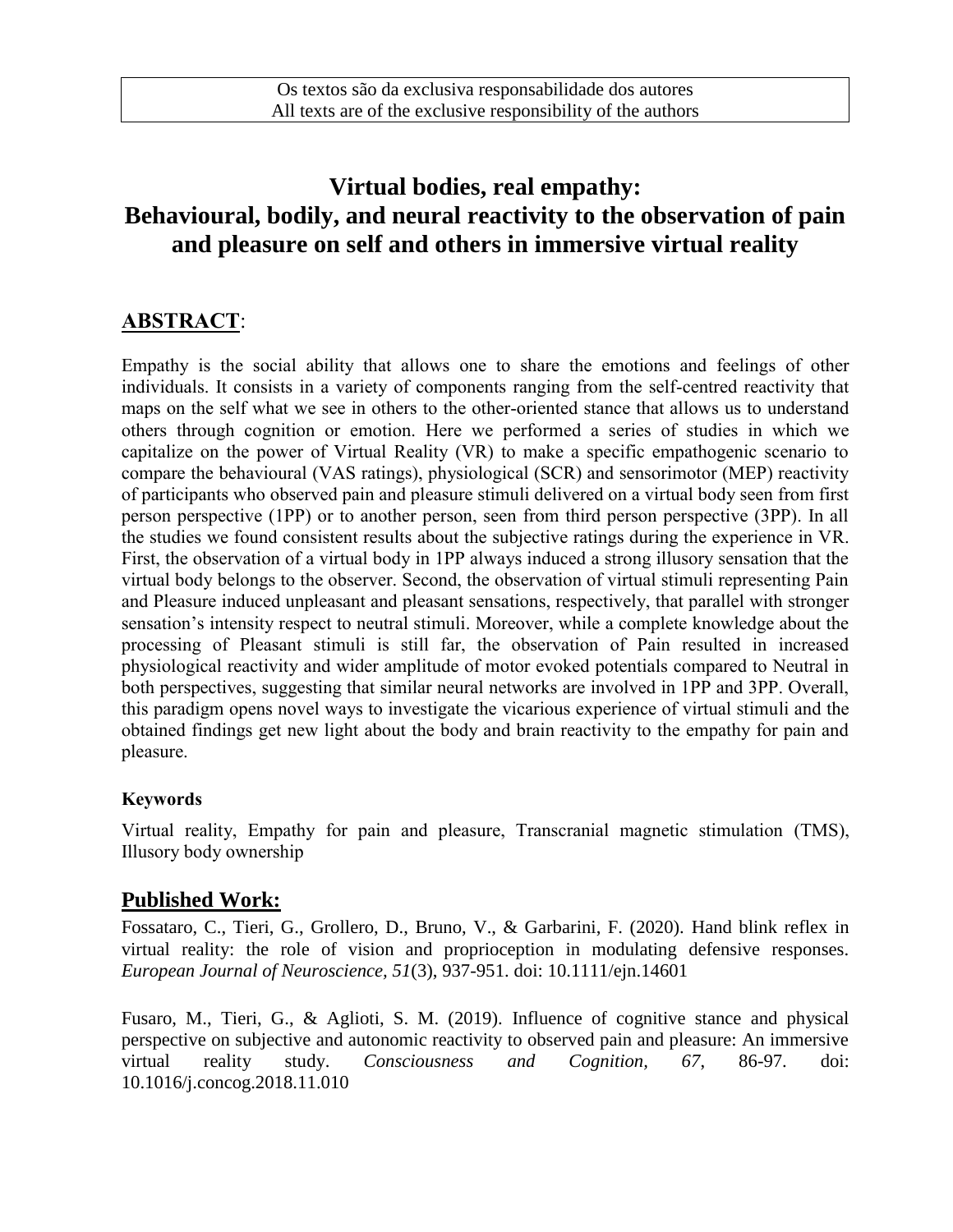Os textos são da exclusiva responsabilidade dos autores
All texts are of the exclusive responsibility of the authors

# Virtual bodies, real empathy: Behavioural, bodily, and neural reactivity to the observation of pain and pleasure on self and others in immersive virtual reality

## ABSTRACT:

Empathy is the social ability that allows one to share the emotions and feelings of other individuals. It consists in a variety of components ranging from the self-centred reactivity that maps on the self what we see in others to the other-oriented stance that allows us to understand others through cognition or emotion. Here we performed a series of studies in which we capitalize on the power of Virtual Reality (VR) to make a specific empathogenic scenario to compare the behavioural (VAS ratings), physiological (SCR) and sensorimotor (MEP) reactivity of participants who observed pain and pleasure stimuli delivered on a virtual body seen from first person perspective (1PP) or to another person, seen from third person perspective (3PP). In all the studies we found consistent results about the subjective ratings during the experience in VR. First, the observation of a virtual body in 1PP always induced a strong illusory sensation that the virtual body belongs to the observer. Second, the observation of virtual stimuli representing Pain and Pleasure induced unpleasant and pleasant sensations, respectively, that parallel with stronger sensation's intensity respect to neutral stimuli. Moreover, while a complete knowledge about the processing of Pleasant stimuli is still far, the observation of Pain resulted in increased physiological reactivity and wider amplitude of motor evoked potentials compared to Neutral in both perspectives, suggesting that similar neural networks are involved in 1PP and 3PP. Overall, this paradigm opens novel ways to investigate the vicarious experience of virtual stimuli and the obtained findings get new light about the body and brain reactivity to the empathy for pain and pleasure.

### Keywords

Virtual reality, Empathy for pain and pleasure, Transcranial magnetic stimulation (TMS), Illusory body ownership

## Published Work:

Fossataro, C., Tieri, G., Grollero, D., Bruno, V., & Garbarini, F. (2020). Hand blink reflex in virtual reality: the role of vision and proprioception in modulating defensive responses. *European Journal of Neuroscience, 51*(3), 937-951. doi: 10.1111/ejn.14601

Fusaro, M., Tieri, G., & Aglioti, S. M. (2019). Influence of cognitive stance and physical perspective on subjective and autonomic reactivity to observed pain and pleasure: An immersive virtual reality study. *Consciousness and Cognition, 67*, 86-97. doi: 10.1016/j.concog.2018.11.010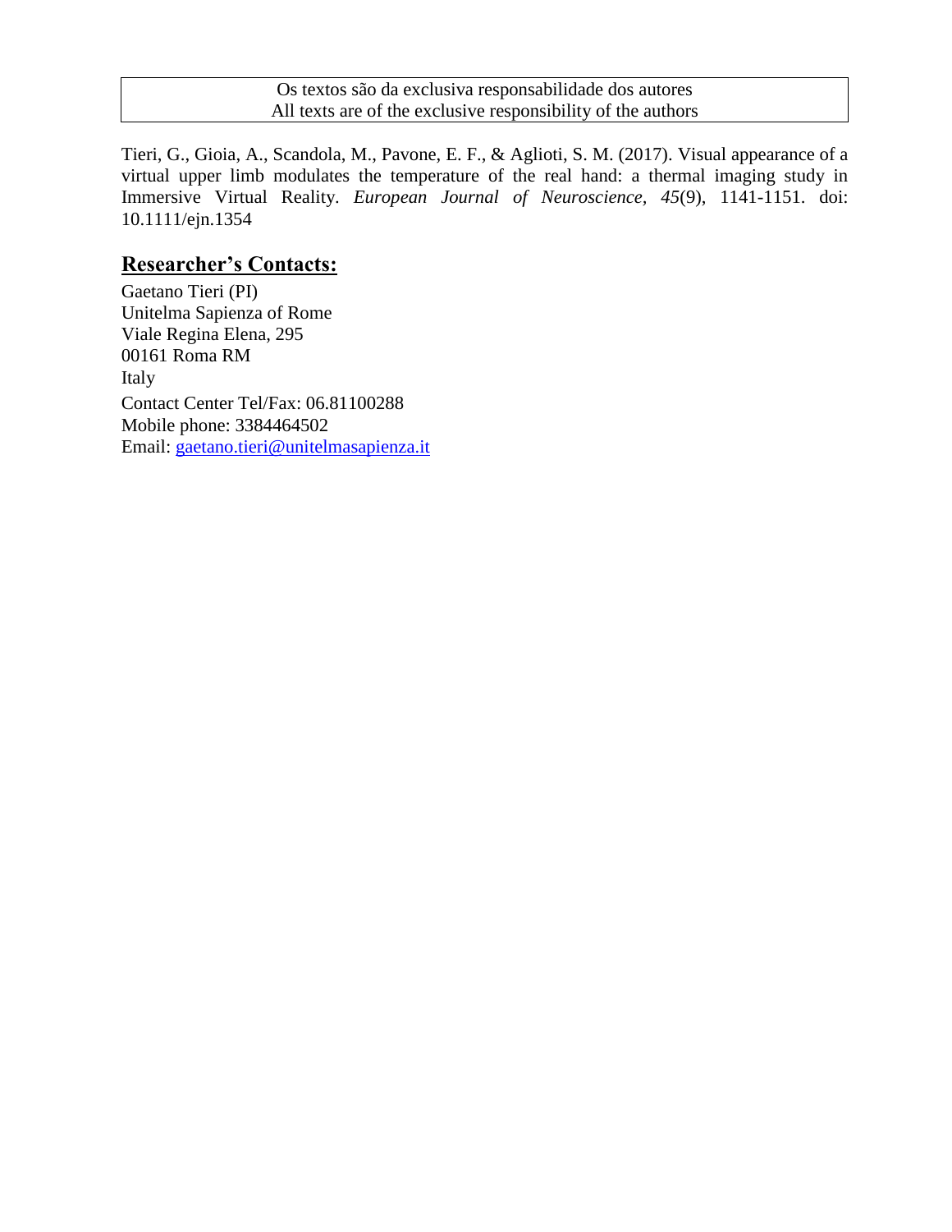Os textos são da exclusiva responsabilidade dos autores
All texts are of the exclusive responsibility of the authors

Tieri, G., Gioia, A., Scandola, M., Pavone, E. F., & Aglioti, S. M. (2017). Visual appearance of a virtual upper limb modulates the temperature of the real hand: a thermal imaging study in Immersive Virtual Reality. *European Journal of Neuroscience, 45*(9), 1141-1151. doi: 10.1111/ejn.1354

## Researcher's Contacts:

Gaetano Tieri (PI)
Unitelma Sapienza of Rome
Viale Regina Elena, 295
00161 Roma RM
Italy
Contact Center Tel/Fax: 06.81100288
Mobile phone: 3384464502
Email: gaetano.tieri@unitelmasapienza.it